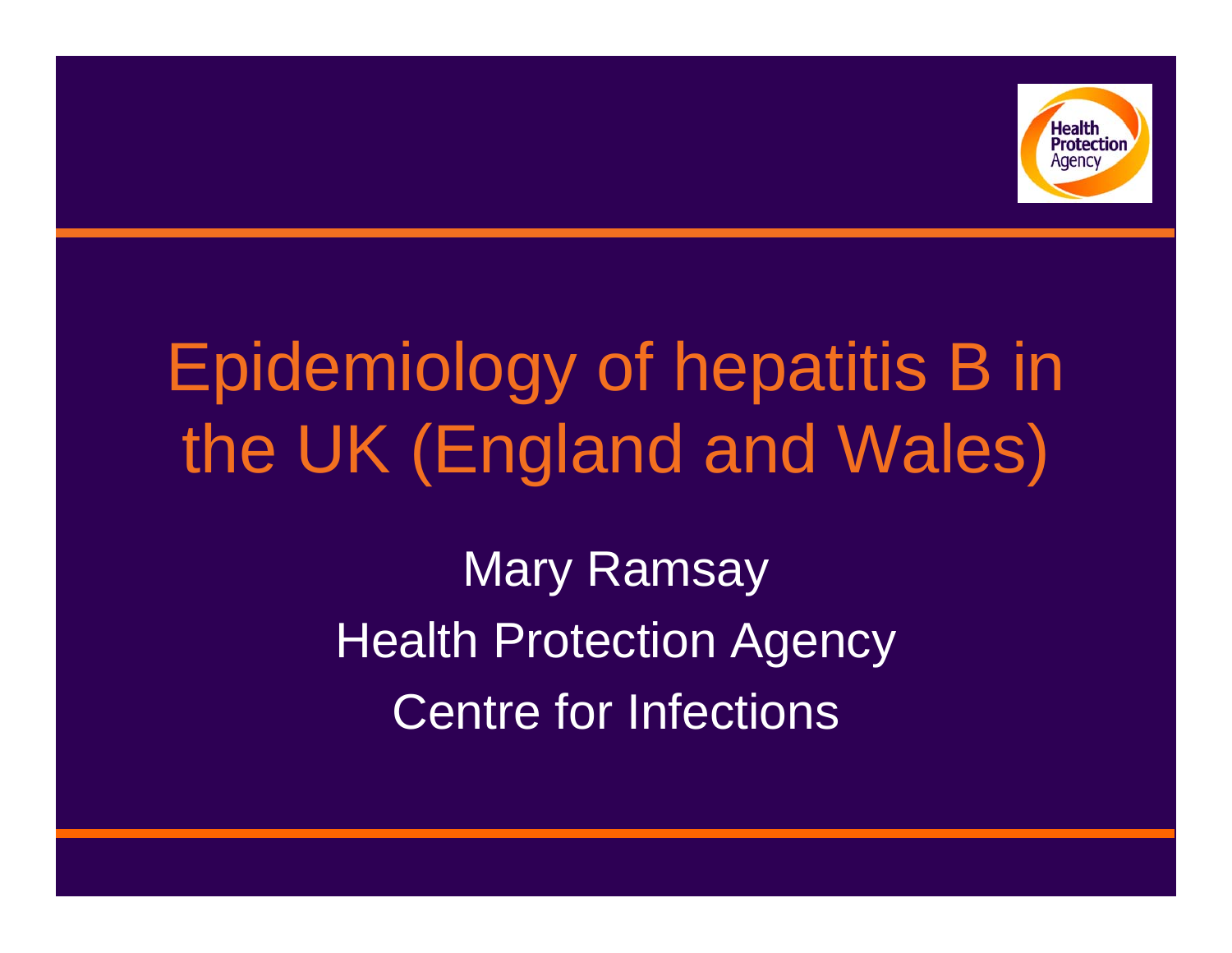# Epidemiology of hepatitis B in the UK (England and Wales)

Mary Ramsay

Health Protection Agency

Centre for Infections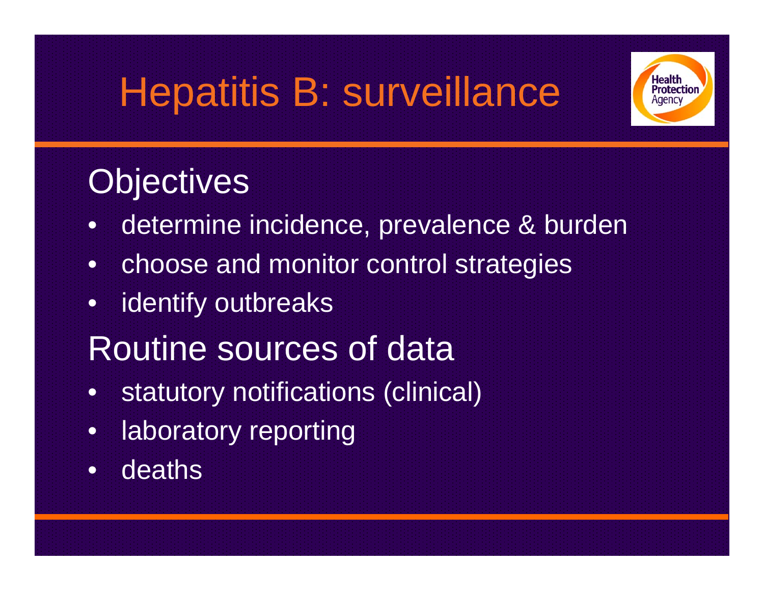# Hepatitis B: surveillance

## Objectives

- determine incidence, prevalence & burden
- choose and monitor control strategies
- identify outbreaks

## Routine sources of data

- statutory notifications (clinical)
- laboratory reporting
- deaths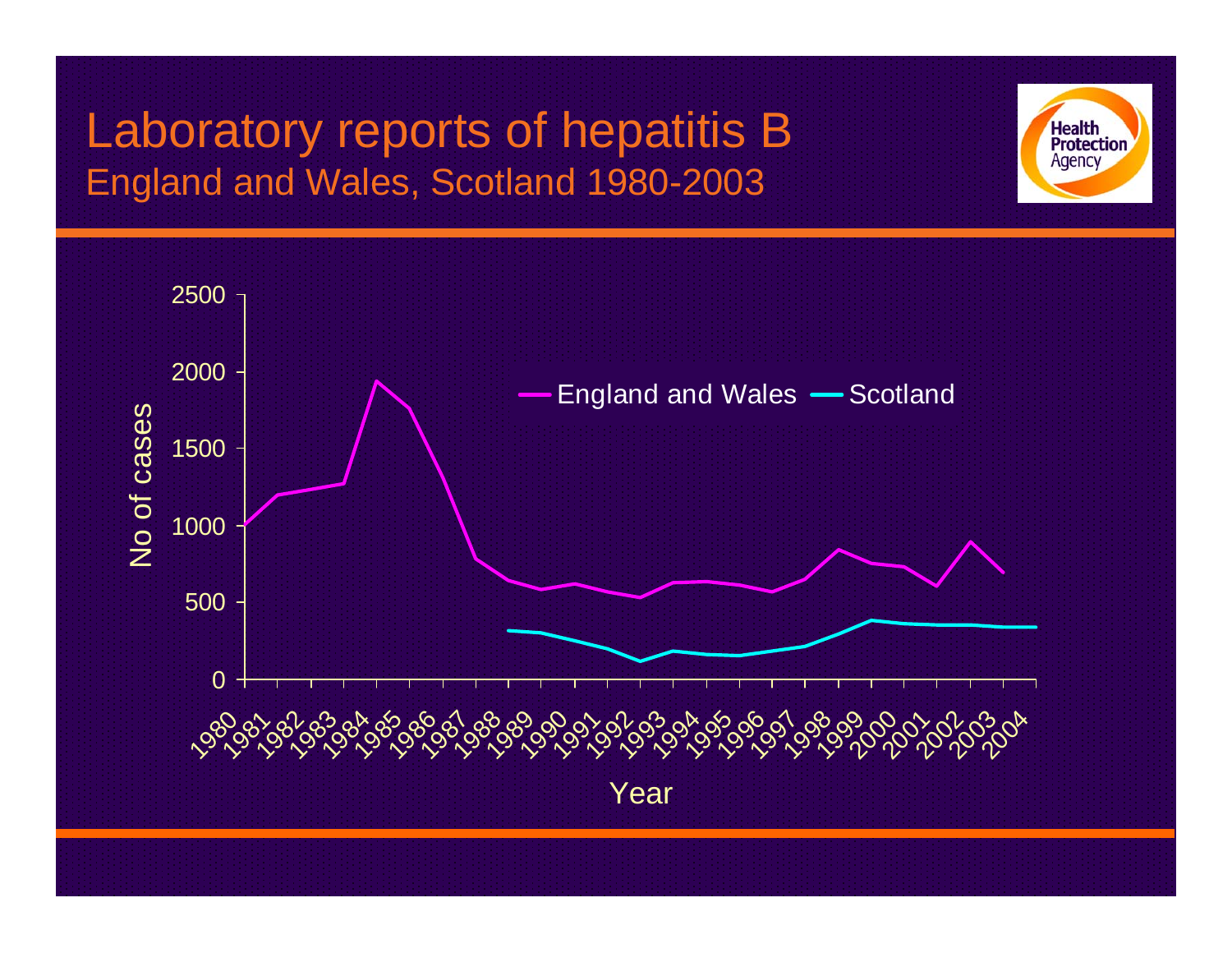# Laboratory reports of hepatitis B

## England and Wales, Scotland 1980-2003

No of cases

England and Wales — Scotland

Year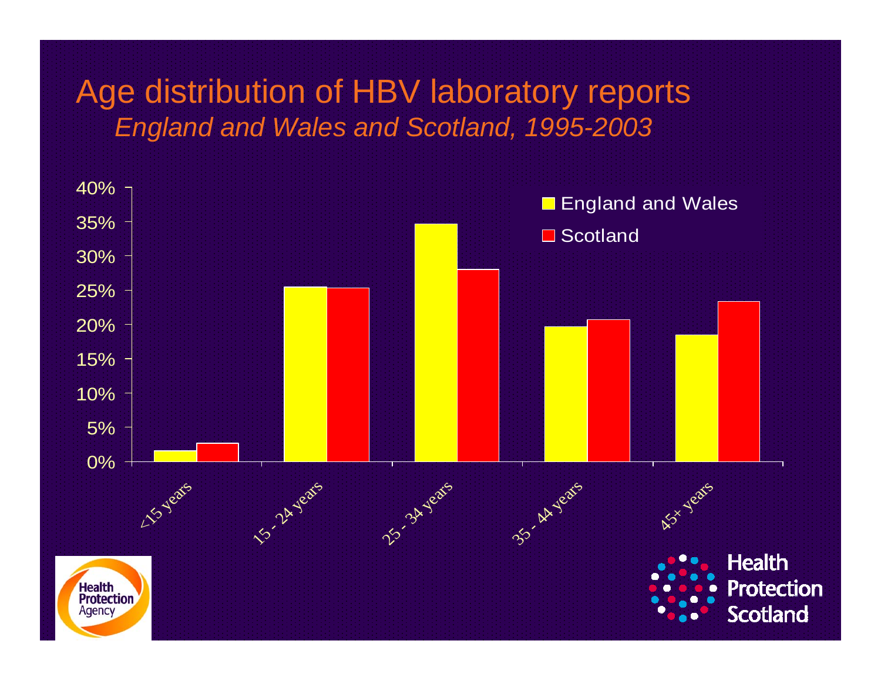# Age distribution of HBV laboratory reports

*England and Wales and Scotland, 1995-2003*

England and Wales

Scotland

40%
35%
30%
25%
20%
15%
10%
5%
0%

<15 years
15 - 24 years
25 - 34 years
35 - 44 years
45+ years

Health Protection Agency

Health Protection Scotland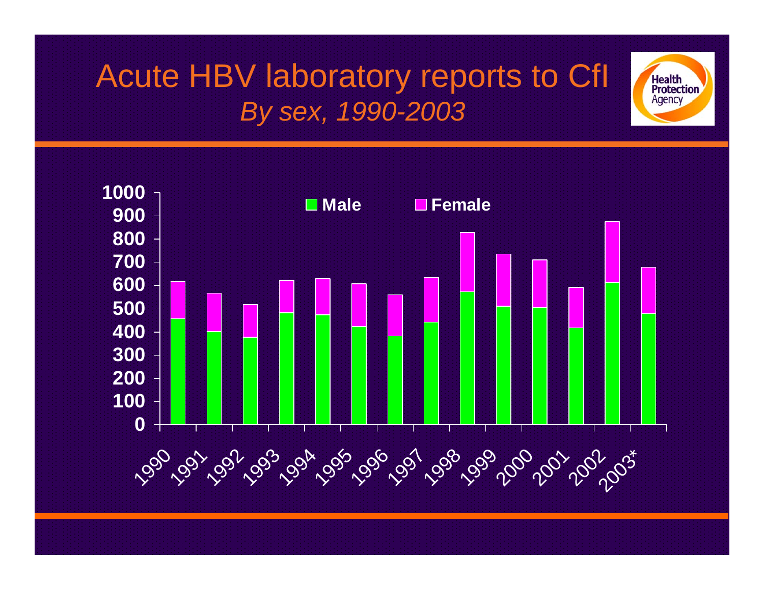# Acute HBV laboratory reports to CfI

*By sex, 1990-2003*

Male | Female

1000
900
800
700
600
500
400
300
200
100
0

1990 1991 1992 1993 1994 1995 1996 1997 1998 1999 2000 2001 2002 2003*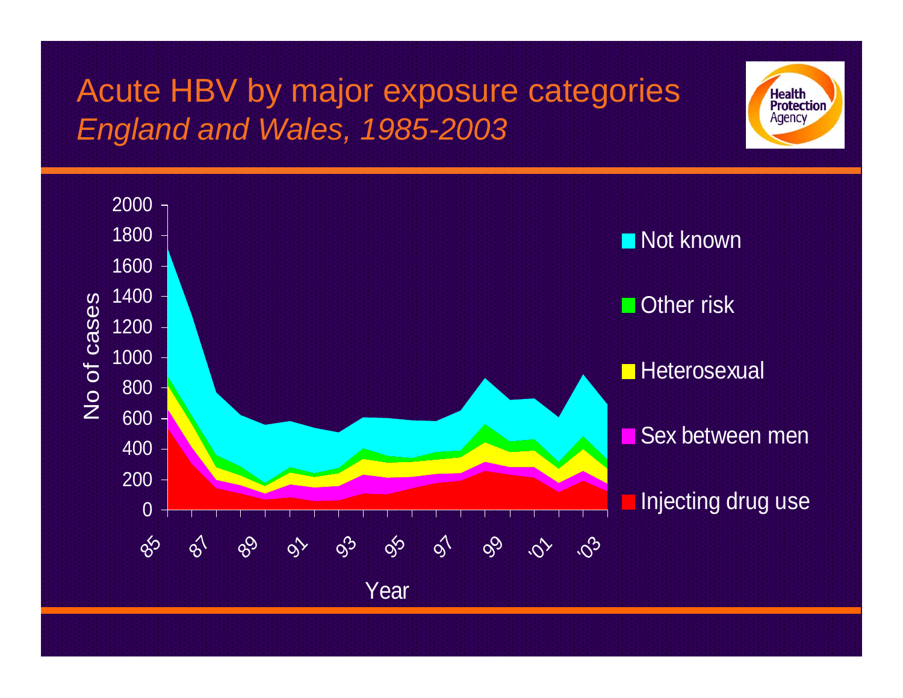# Acute HBV by major exposure categories
*England and Wales, 1985-2003*

Health Protection Agency

No of cases: 0, 200, 400, 600, 800, 1000, 1200, 1400, 1600, 1800, 2000

Year: 85, 87, 89, 91, 93, 95, 97, 99, '01, '03

- Not known
- Other risk
- Heterosexual
- Sex between men
- Injecting drug use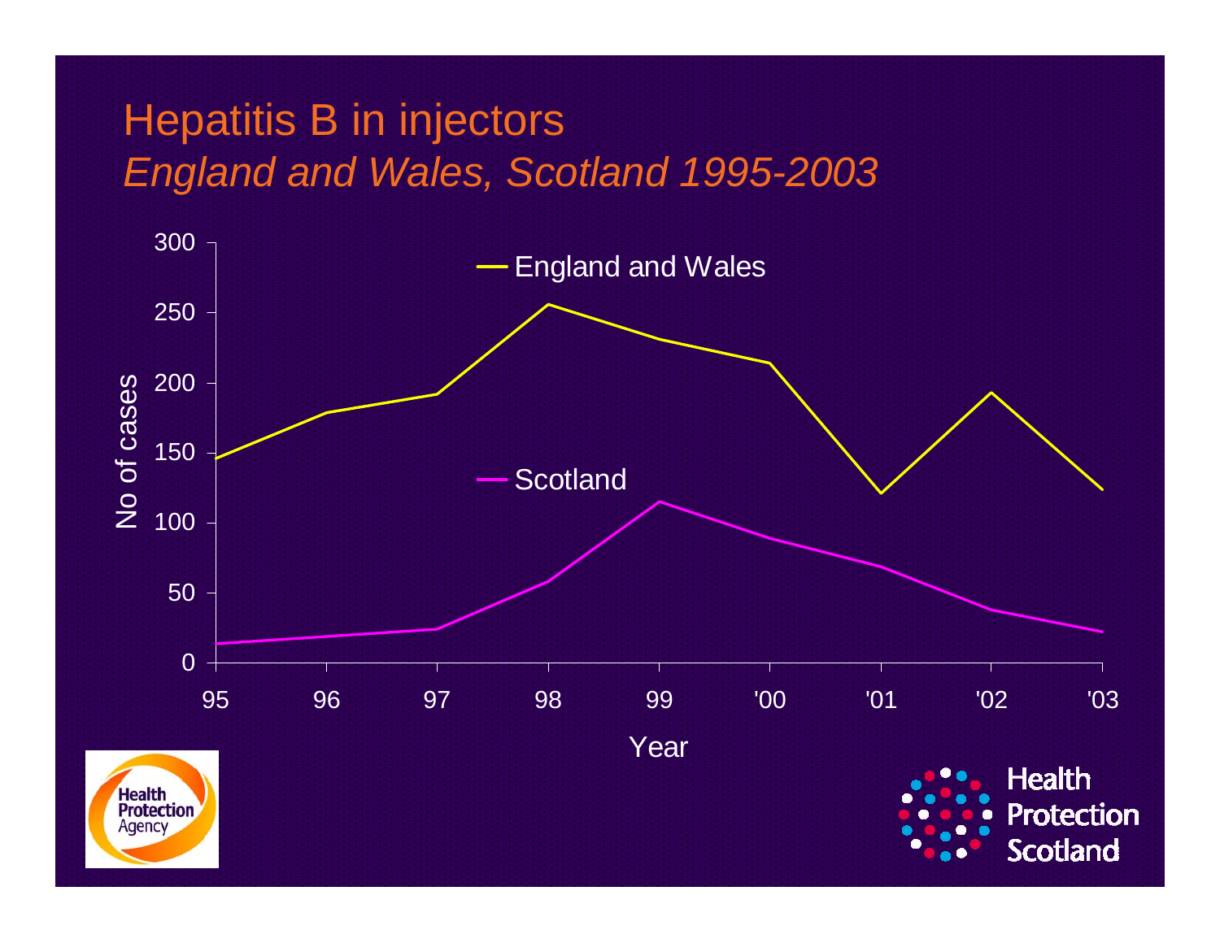# Hepatitis B in injectors

## *England and Wales, Scotland 1995-2003*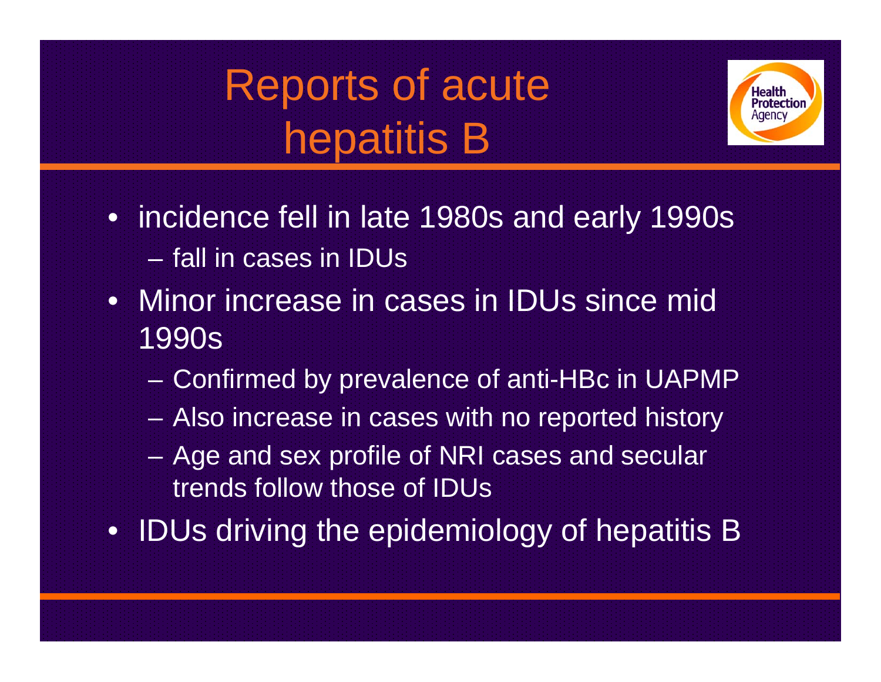# Reports of acute hepatitis B

- incidence fell in late 1980s and early 1990s
  - fall in cases in IDUs
- Minor increase in cases in IDUs since mid 1990s
  - Confirmed by prevalence of anti-HBc in UAPMP
  - Also increase in cases with no reported history
  - Age and sex profile of NRI cases and secular trends follow those of IDUs
- IDUs driving the epidemiology of hepatitis B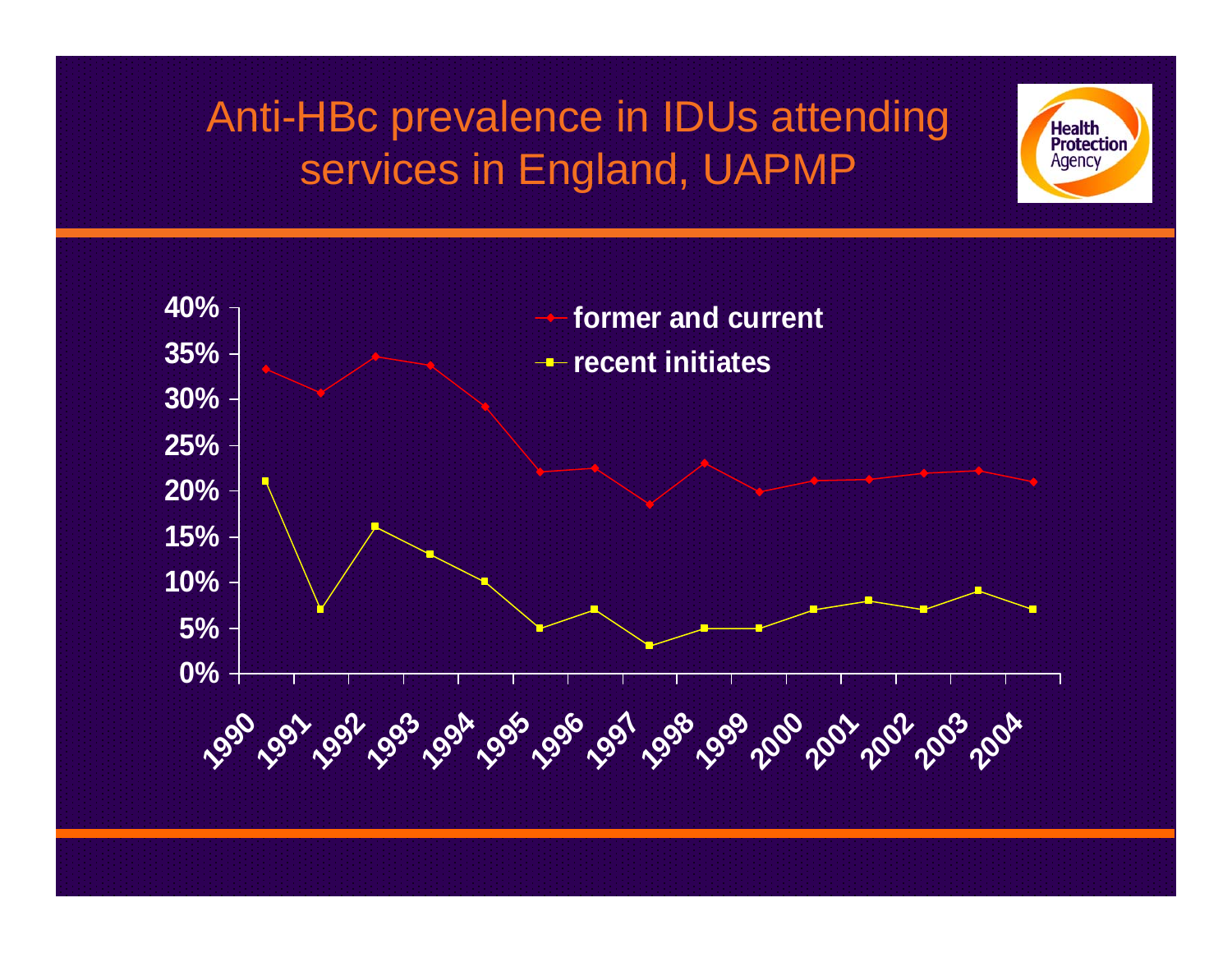# Anti-HBc prevalence in IDUs attending services in England, UAPMP

Health Protection Agency

40%
35%
30%
25%
20%
15%
10%
5%
0%

former and current
recent initiates

1990 1991 1992 1993 1994 1995 1996 1997 1998 1999 2000 2001 2002 2003 2004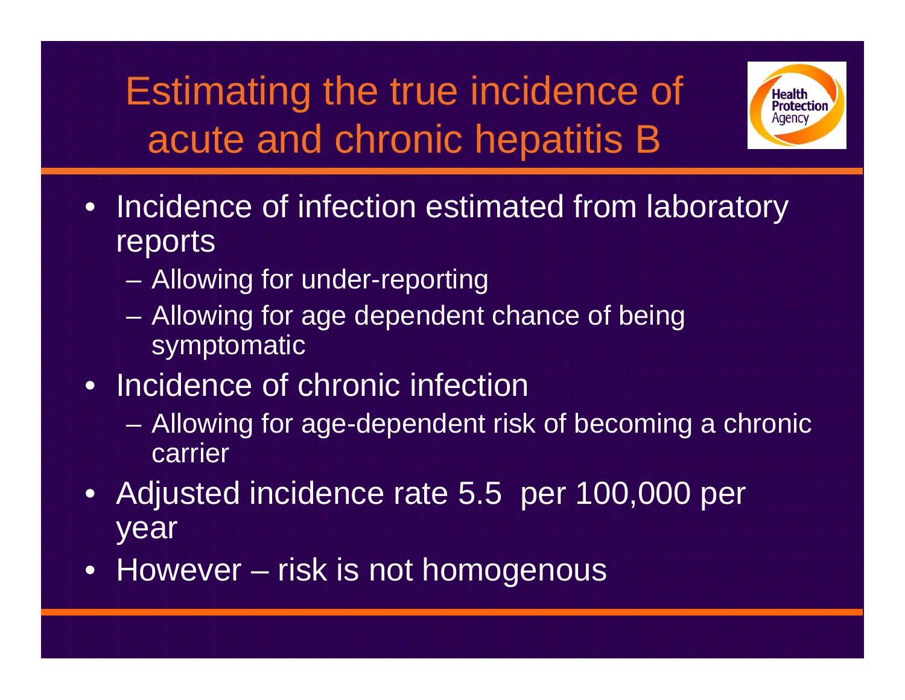# Estimating the true incidence of acute and chronic hepatitis B

- Incidence of infection estimated from laboratory reports
  - Allowing for under-reporting
  - Allowing for age dependent chance of being symptomatic
- Incidence of chronic infection
  - Allowing for age-dependent risk of becoming a chronic carrier
- Adjusted incidence rate 5.5 per 100,000 per year
- However – risk is not homogenous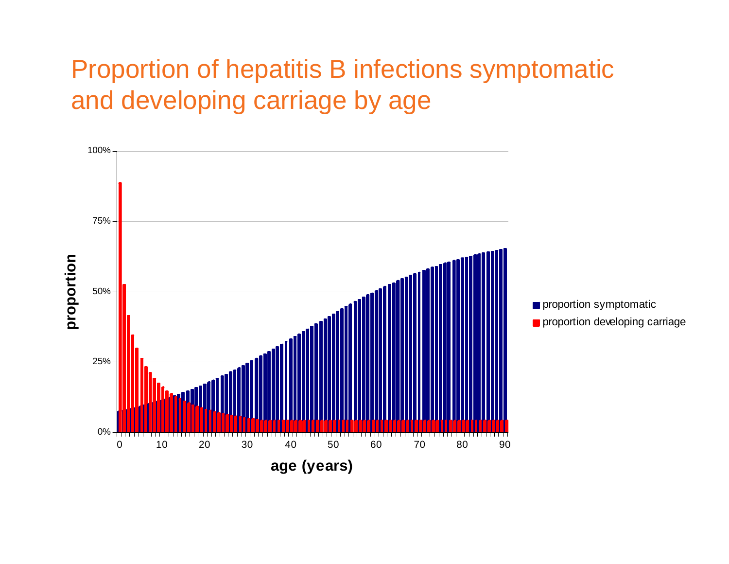# Proportion of hepatitis B infections symptomatic and developing carriage by age

100%

75%

50%

25%

0%

proportion

0 10 20 30 40 50 60 70 80 90

age (years)

proportion symptomatic

proportion developing carriage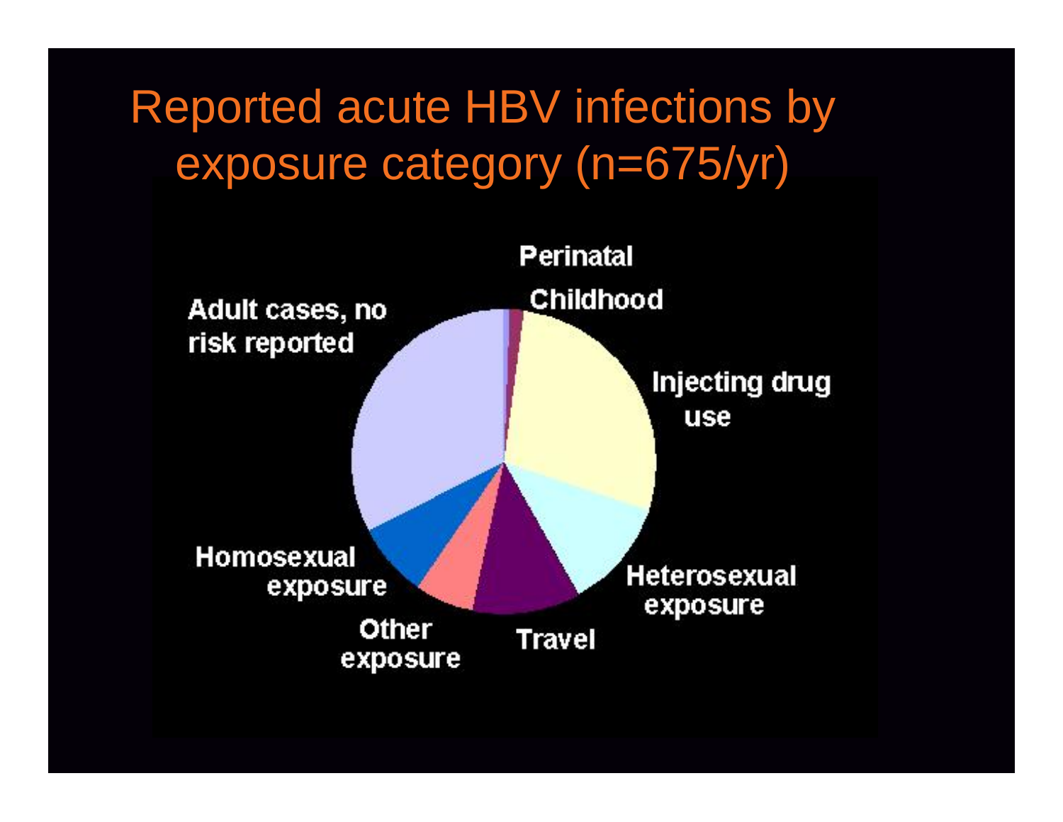# Reported acute HBV infections by exposure category (n=675/yr)

Perinatal

Childhood

Adult cases, no risk reported

Injecting drug use

Homosexual exposure

Heterosexual exposure

Other exposure

Travel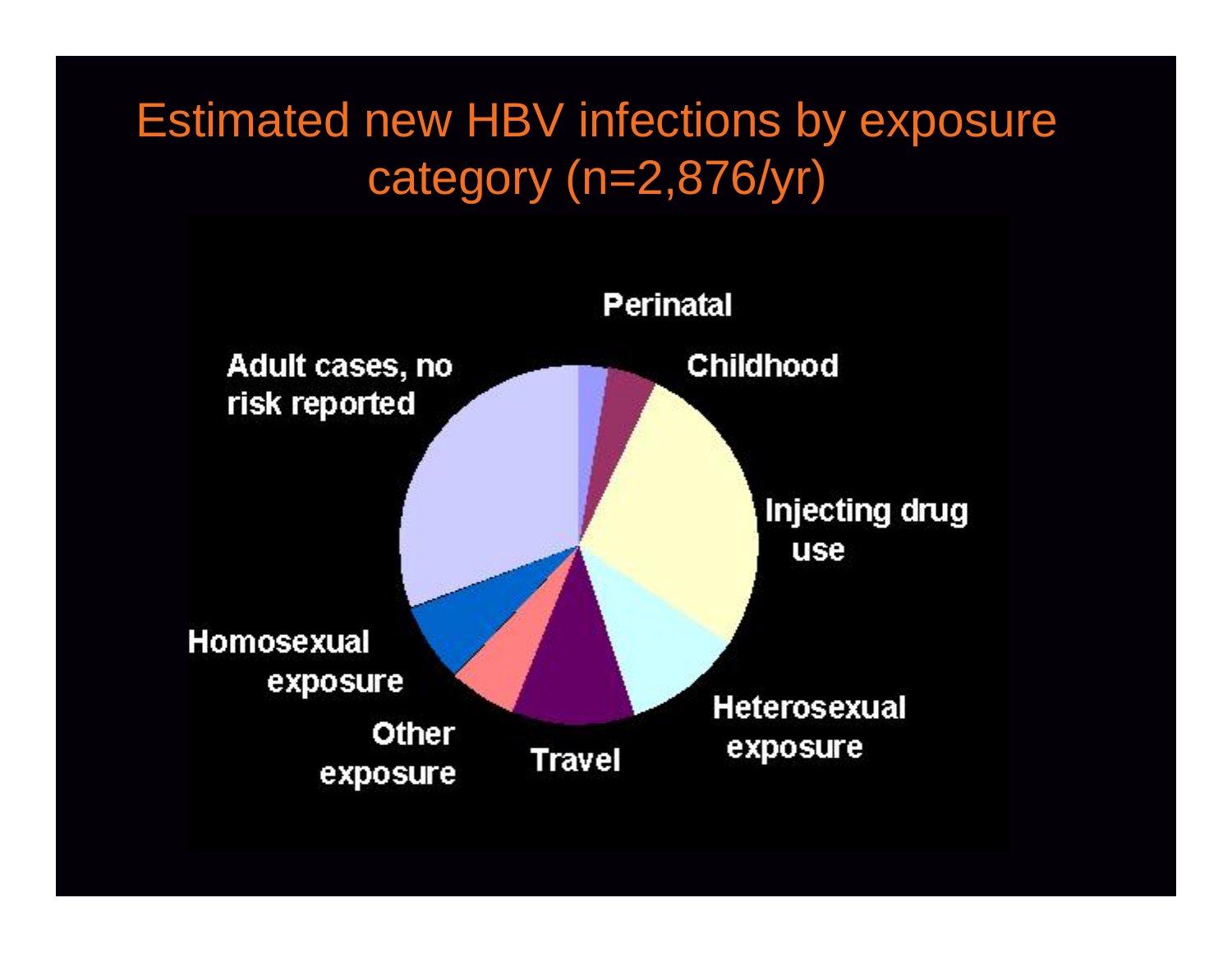# Estimated new HBV infections by exposure category (n=2,876/yr)

Perinatal

Childhood

Injecting drug use

Heterosexual exposure

Travel

Other exposure

Homosexual exposure

Adult cases, no risk reported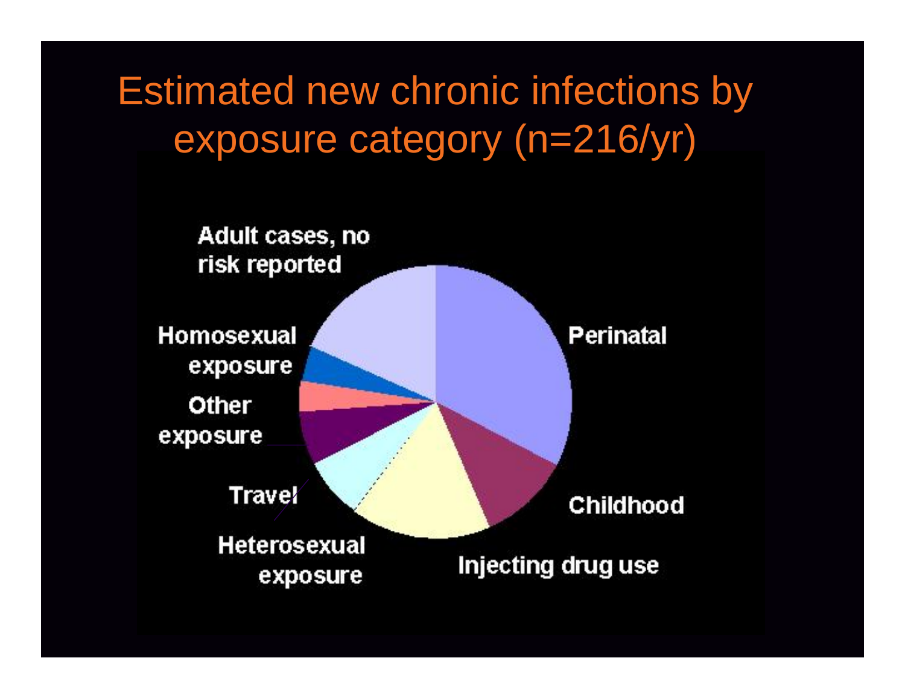# Estimated new chronic infections by exposure category (n=216/yr)

Adult cases, no risk reported

Perinatal

Homosexual exposure

Other exposure

Travel

Heterosexual exposure

Injecting drug use

Childhood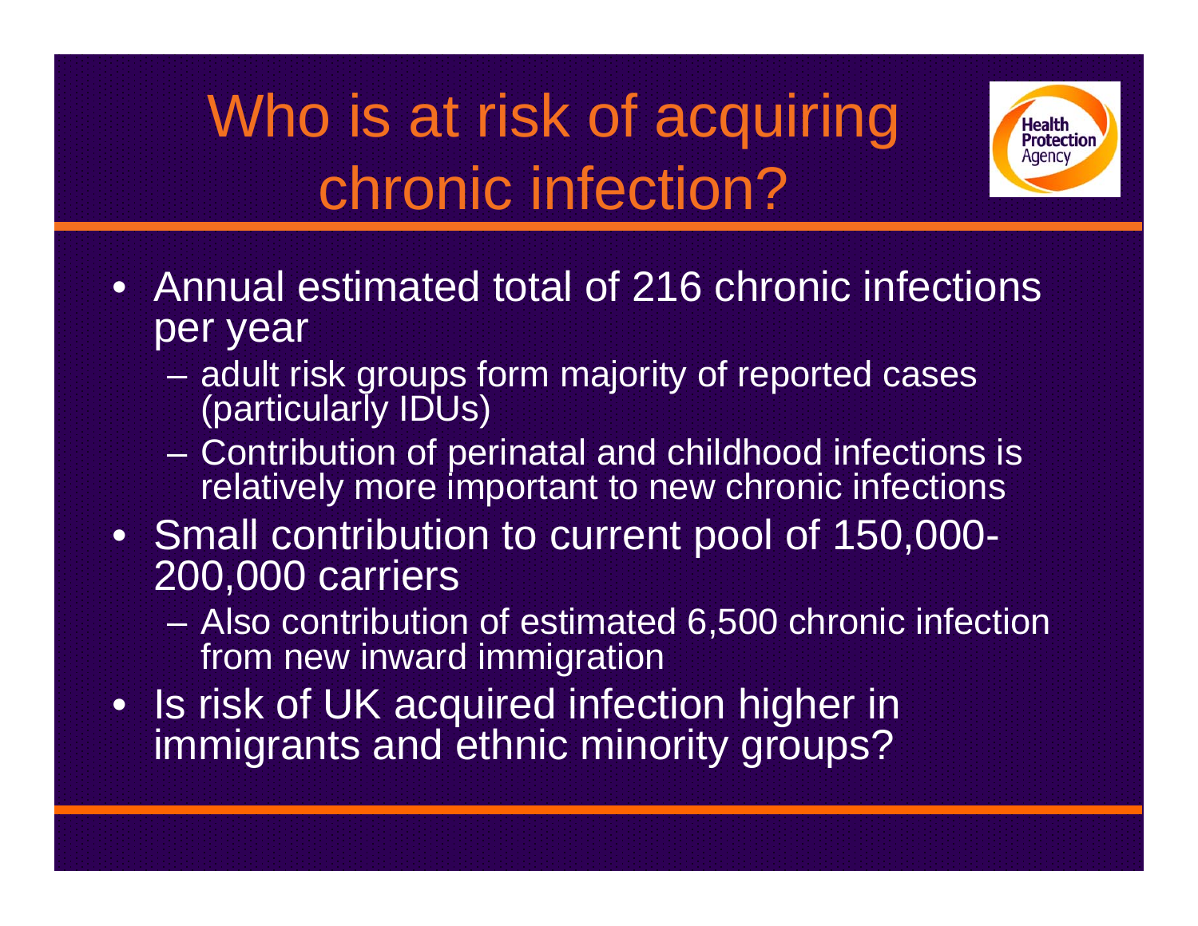# Who is at risk of acquiring chronic infection?

- Annual estimated total of 216 chronic infections per year
  - adult risk groups form majority of reported cases (particularly IDUs)
  - Contribution of perinatal and childhood infections is relatively more important to new chronic infections
- Small contribution to current pool of 150,000-200,000 carriers
  - Also contribution of estimated 6,500 chronic infection from new inward immigration
- Is risk of UK acquired infection higher in immigrants and ethnic minority groups?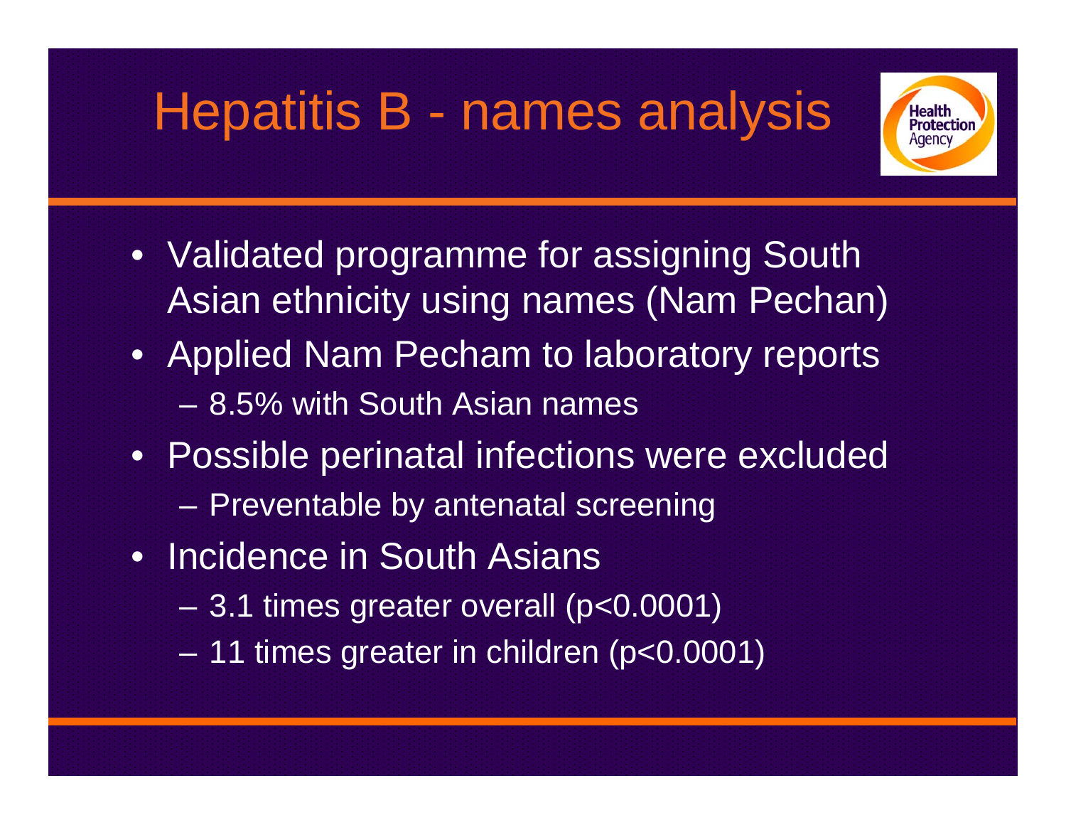# Hepatitis B - names analysis

- Validated programme for assigning South Asian ethnicity using names (Nam Pechan)
- Applied Nam Pecham to laboratory reports
  - 8.5% with South Asian names
- Possible perinatal infections were excluded
  - Preventable by antenatal screening
- Incidence in South Asians
  - 3.1 times greater overall ($p<0.0001$)
  - 11 times greater in children ($p<0.0001$)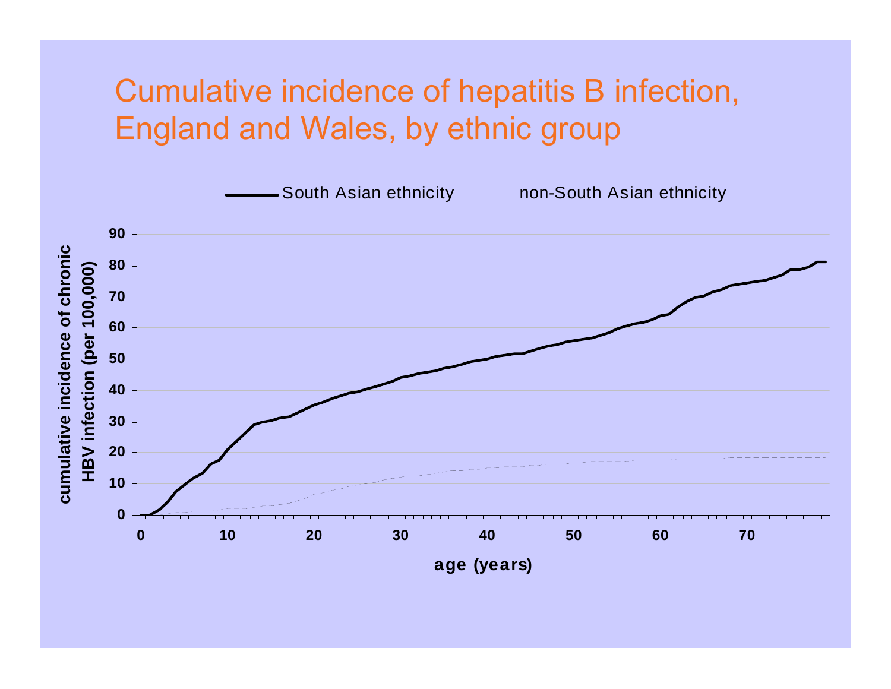# Cumulative incidence of hepatitis B infection, England and Wales, by ethnic group

South Asian ethnicity -------- non-South Asian ethnicity

cumulative incidence of chronic HBV infection (per 100,000)

age (years)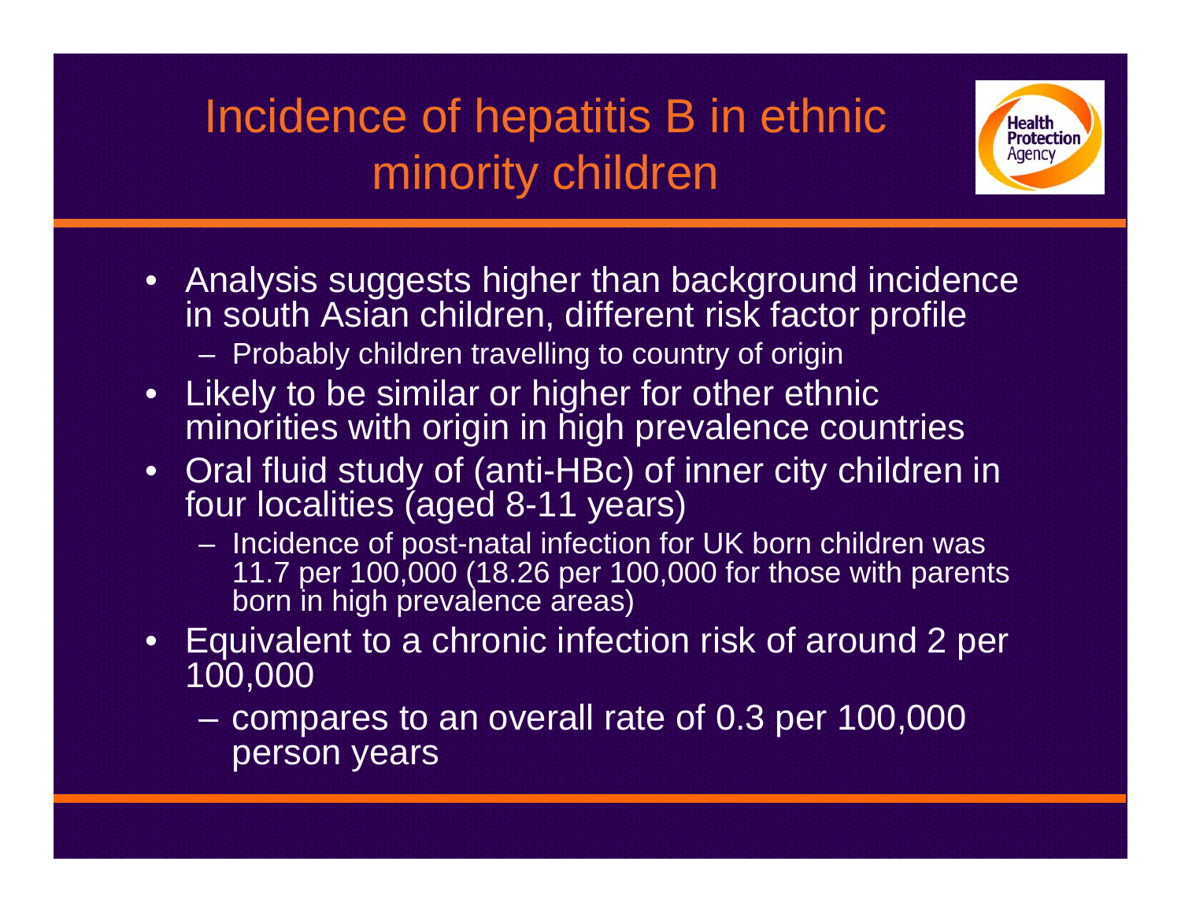# Incidence of hepatitis B in ethnic minority children

- Analysis suggests higher than background incidence in south Asian children, different risk factor profile
  - Probably children travelling to country of origin
- Likely to be similar or higher for other ethnic minorities with origin in high prevalence countries
- Oral fluid study of (anti-HBc) of inner city children in four localities (aged 8-11 years)
  - Incidence of post-natal infection for UK born children was 11.7 per 100,000 (18.26 per 100,000 for those with parents born in high prevalence areas)
- Equivalent to a chronic infection risk of around 2 per 100,000
  - compares to an overall rate of 0.3 per 100,000 person years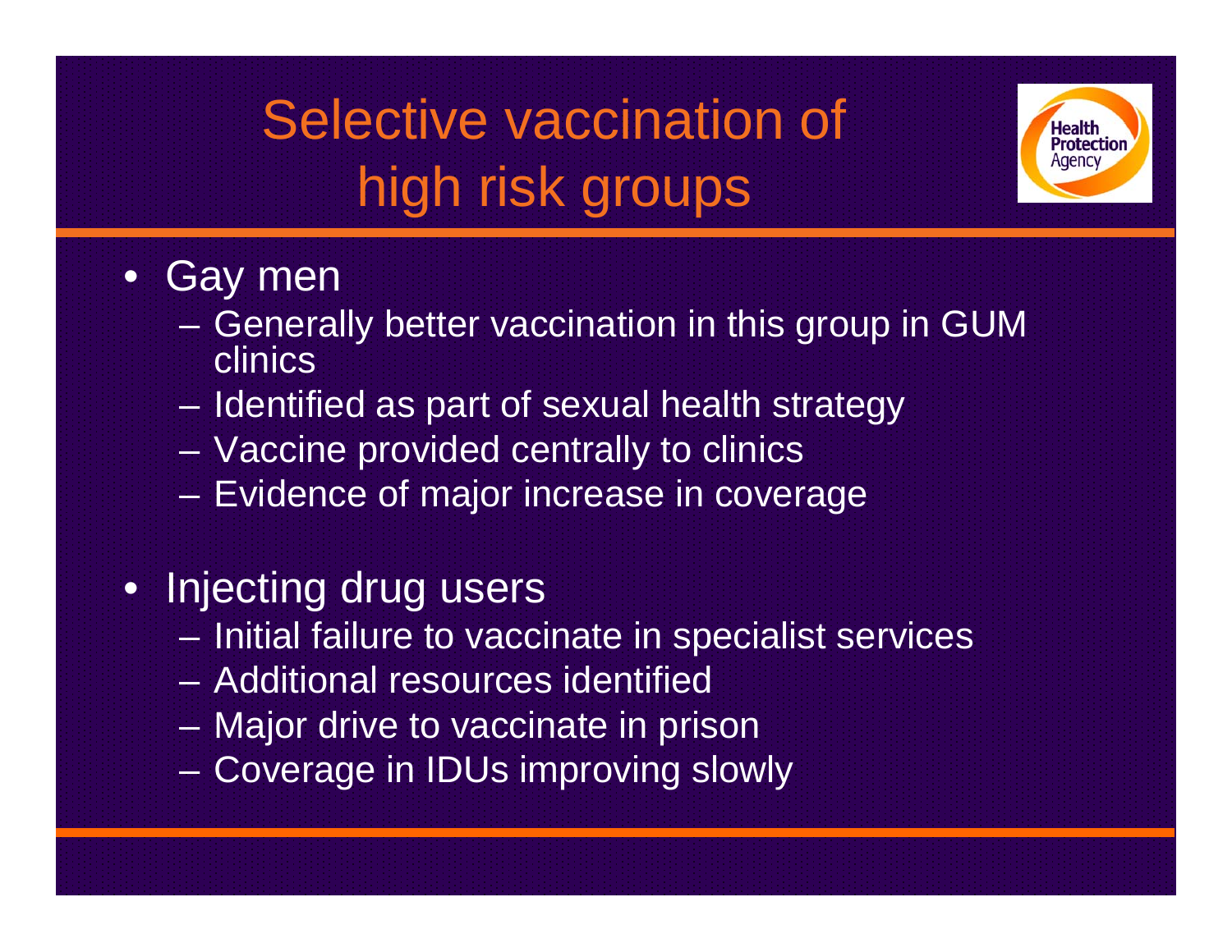# Selective vaccination of high risk groups

- Gay men
  - Generally better vaccination in this group in GUM clinics
  - Identified as part of sexual health strategy
  - Vaccine provided centrally to clinics
  - Evidence of major increase in coverage

- Injecting drug users
  - Initial failure to vaccinate in specialist services
  - Additional resources identified
  - Major drive to vaccinate in prison
  - Coverage in IDUs improving slowly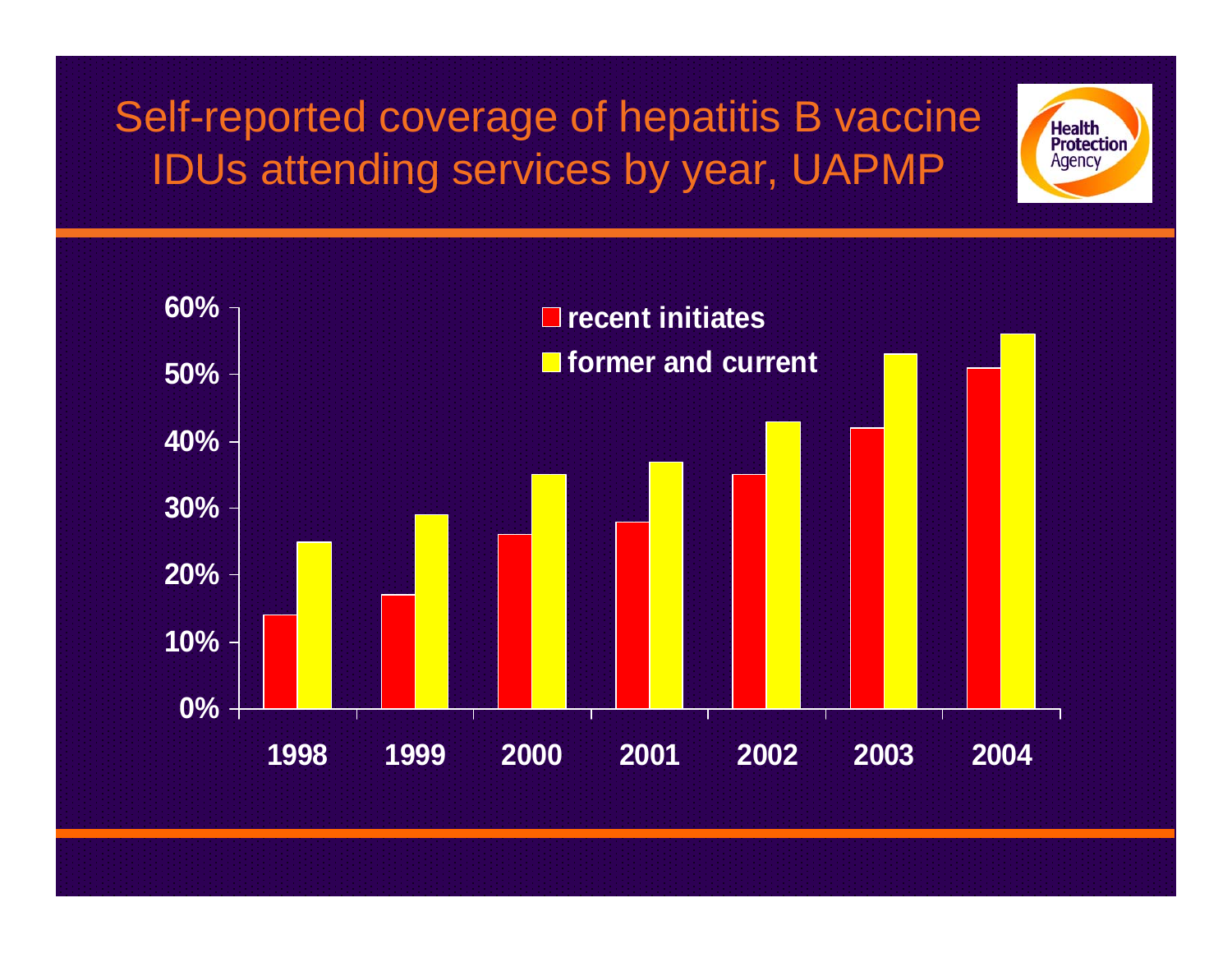# Self-reported coverage of hepatitis B vaccine IDUs attending services by year, UAPMP

| Year | recent initiates | former and current |
|---|---|---|
| 1998 | 14% | 25% |
| 1999 | 17% | 29% |
| 2000 | 26% | 35% |
| 2001 | 28% | 37% |
| 2002 | 35% | 43% |
| 2003 | 42% | 53% |
| 2004 | 51% | 56% |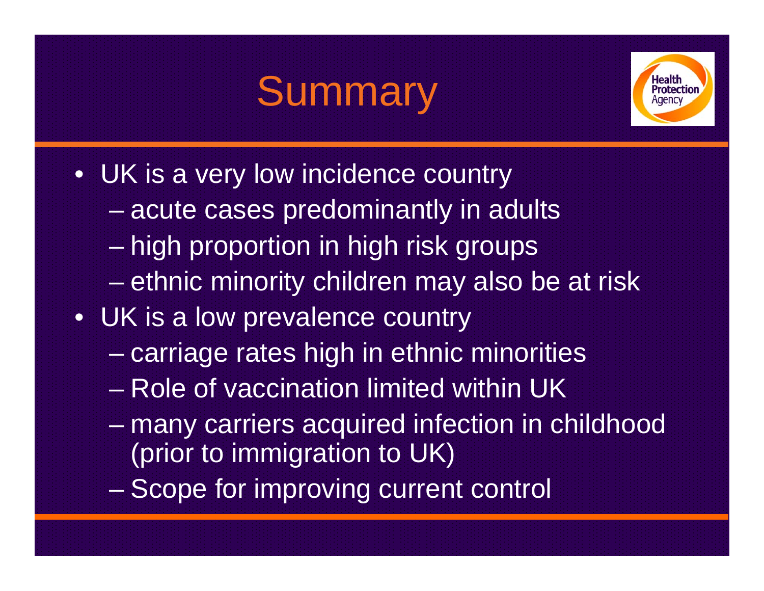# Summary

- UK is a very low incidence country
  - acute cases predominantly in adults
  - high proportion in high risk groups
  - ethnic minority children may also be at risk
- UK is a low prevalence country
  - carriage rates high in ethnic minorities
  - Role of vaccination limited within UK
  - many carriers acquired infection in childhood (prior to immigration to UK)
  - Scope for improving current control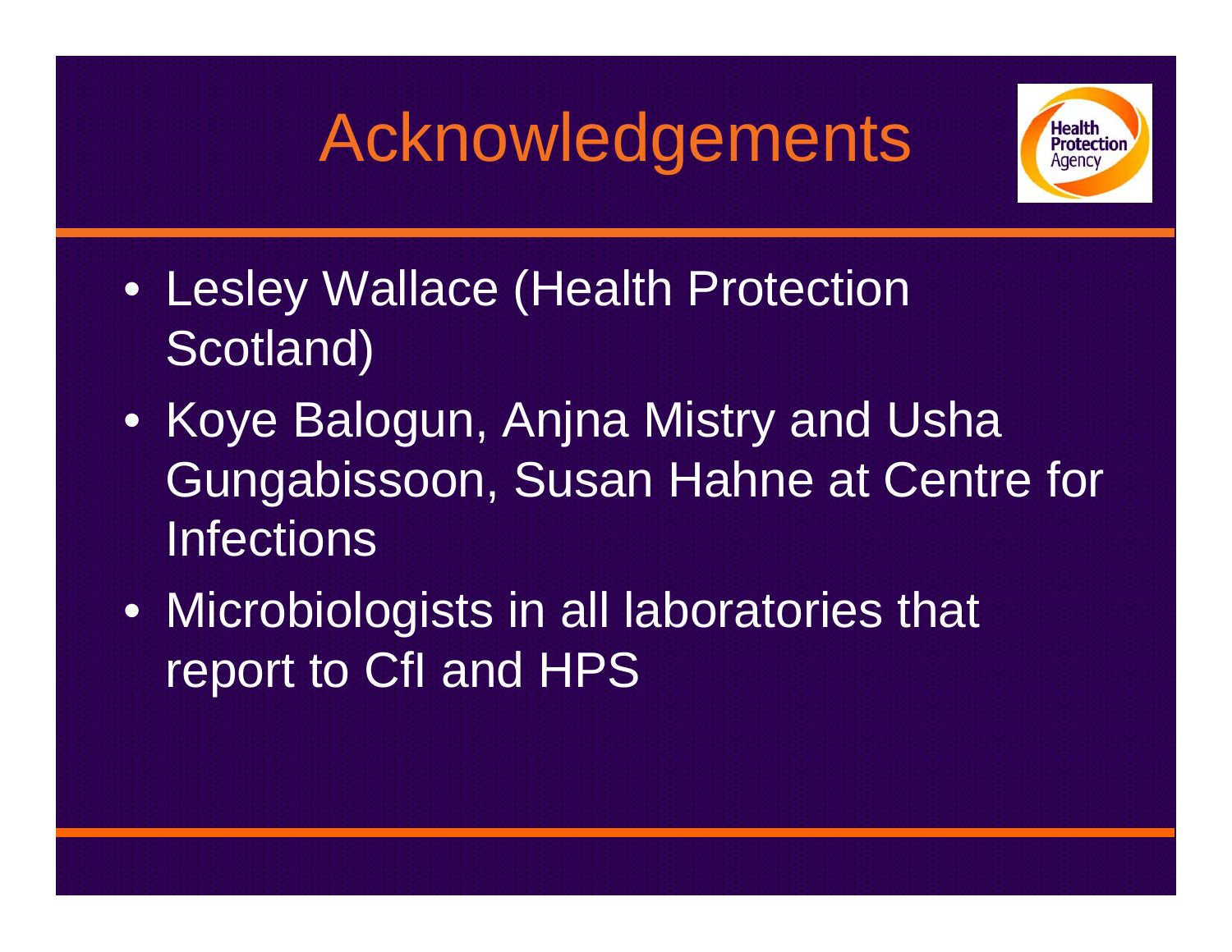# Acknowledgements

- Lesley Wallace (Health Protection Scotland)
- Koye Balogun, Anjna Mistry and Usha Gungabissoon, Susan Hahne at Centre for Infections
- Microbiologists in all laboratories that report to CfI and HPS